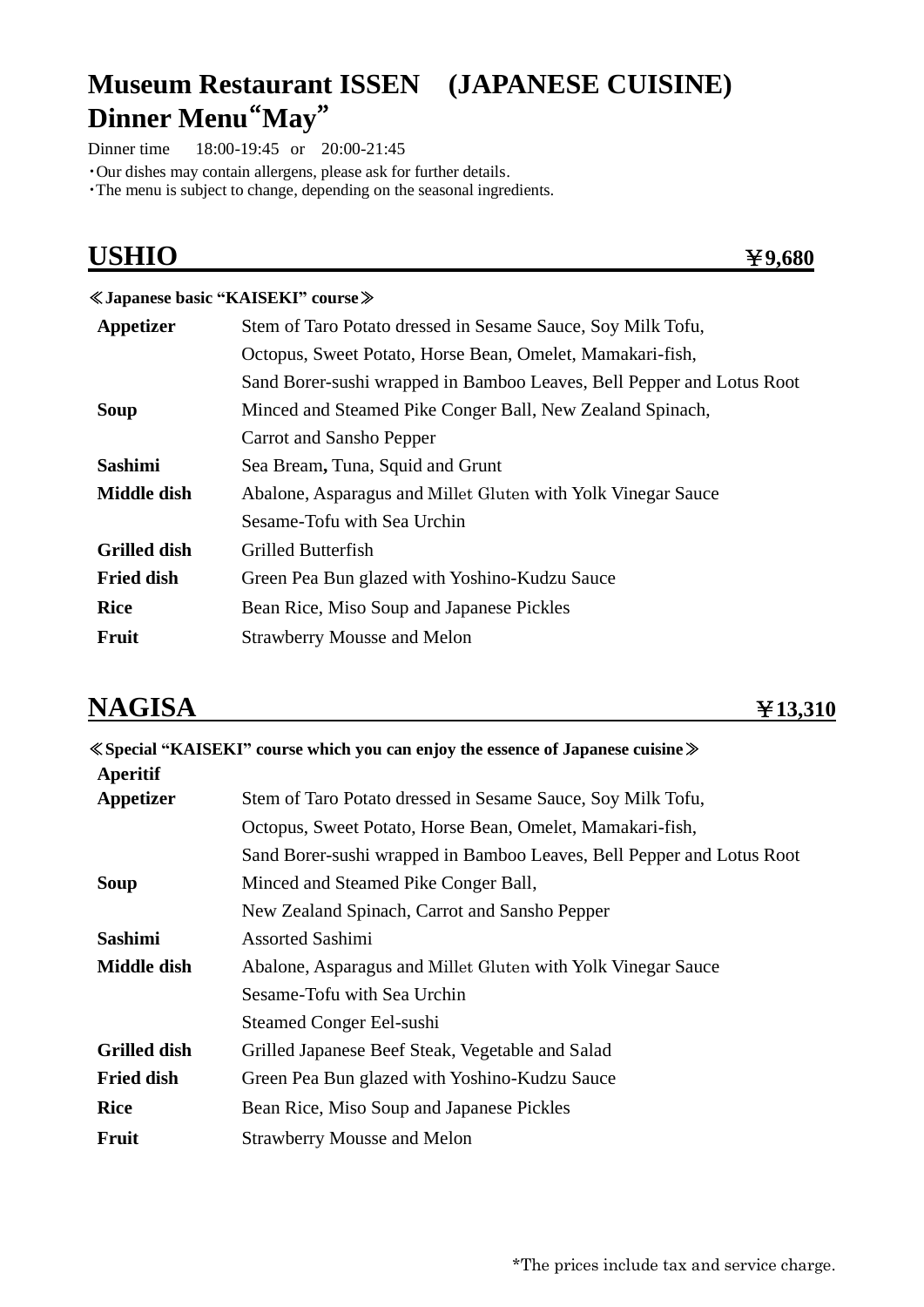# Museum Restaurant ISSEN (JAPANESE CUISINE)
# Dinner Menu“May”

Dinner time 18:00-19:45 or 20:00-21:45

・Our dishes may contain allergens, please ask for further details.
・The menu is subject to change, depending on the seasonal ingredients.

## USHIO ￥9,680

**≪Japanese basic “KAISEKI” course≫**

| | |
|---|---|
| **Appetizer** | Stem of Taro Potato dressed in Sesame Sauce, Soy Milk Tofu,<br>Octopus, Sweet Potato, Horse Bean, Omelet, Mamakari-fish,<br>Sand Borer-sushi wrapped in Bamboo Leaves, Bell Pepper and Lotus Root |
| **Soup** | Minced and Steamed Pike Conger Ball, New Zealand Spinach,<br>Carrot and Sansho Pepper |
| **Sashimi** | Sea Bream**,** Tuna, Squid and Grunt |
| **Middle dish** | Abalone, Asparagus and Millet Gluten with Yolk Vinegar Sauce<br>Sesame-Tofu with Sea Urchin |
| **Grilled dish** | Grilled Butterfish |
| **Fried dish** | Green Pea Bun glazed with Yoshino-Kudzu Sauce |
| **Rice** | Bean Rice, Miso Soup and Japanese Pickles |
| **Fruit** | Strawberry Mousse and Melon |

## NAGISA ￥13,310

**≪Special “KAISEKI” course which you can enjoy the essence of Japanese cuisine≫**

| | |
|---|---|
| **Aperitif** | |
| **Appetizer** | Stem of Taro Potato dressed in Sesame Sauce, Soy Milk Tofu,<br>Octopus, Sweet Potato, Horse Bean, Omelet, Mamakari-fish,<br>Sand Borer-sushi wrapped in Bamboo Leaves, Bell Pepper and Lotus Root |
| **Soup** | Minced and Steamed Pike Conger Ball,<br>New Zealand Spinach, Carrot and Sansho Pepper |
| **Sashimi** | Assorted Sashimi |
| **Middle dish** | Abalone, Asparagus and Millet Gluten with Yolk Vinegar Sauce<br>Sesame-Tofu with Sea Urchin<br>Steamed Conger Eel-sushi |
| **Grilled dish** | Grilled Japanese Beef Steak, Vegetable and Salad |
| **Fried dish** | Green Pea Bun glazed with Yoshino-Kudzu Sauce |
| **Rice** | Bean Rice, Miso Soup and Japanese Pickles |
| **Fruit** | Strawberry Mousse and Melon |

*The prices include tax and service charge.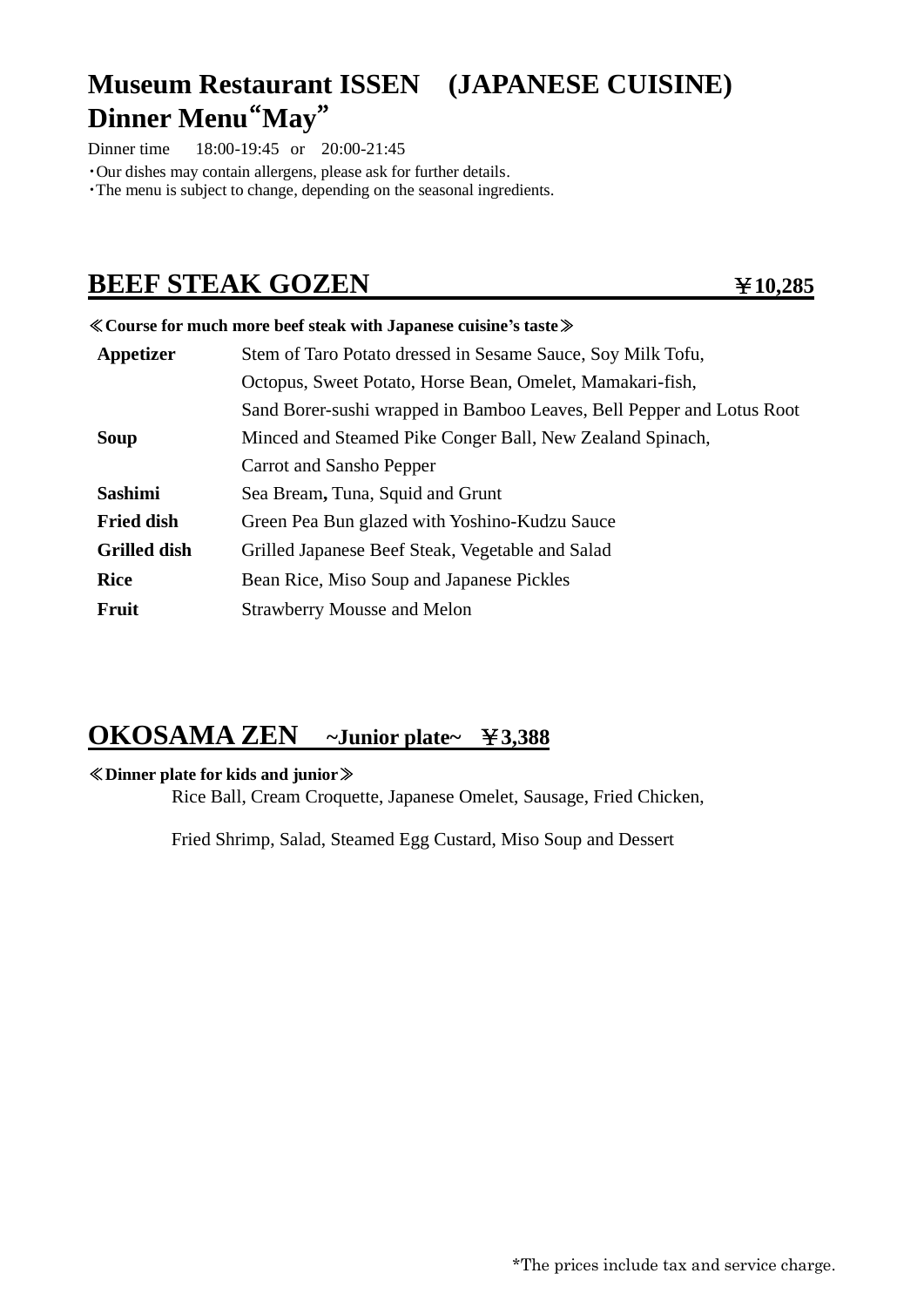# Museum Restaurant ISSEN (JAPANESE CUISINE)
# Dinner Menu“May”

Dinner time 18:00-19:45 or 20:00-21:45

・Our dishes may contain allergens, please ask for further details.
・The menu is subject to change, depending on the seasonal ingredients.

## BEEF STEAK GOZEN ￥10,285

**≪Course for much more beef steak with Japanese cuisine’s taste≫**

| | |
|---|---|
| **Appetizer** | Stem of Taro Potato dressed in Sesame Sauce, Soy Milk Tofu, Octopus, Sweet Potato, Horse Bean, Omelet, Mamakari-fish, Sand Borer-sushi wrapped in Bamboo Leaves, Bell Pepper and Lotus Root |
| **Soup** | Minced and Steamed Pike Conger Ball, New Zealand Spinach, Carrot and Sansho Pepper |
| **Sashimi** | Sea Bream, Tuna, Squid and Grunt |
| **Fried dish** | Green Pea Bun glazed with Yoshino-Kudzu Sauce |
| **Grilled dish** | Grilled Japanese Beef Steak, Vegetable and Salad |
| **Rice** | Bean Rice, Miso Soup and Japanese Pickles |
| **Fruit** | Strawberry Mousse and Melon |

## OKOSAMA ZEN ~Junior plate~ ￥3,388

**≪Dinner plate for kids and junior≫**

Rice Ball, Cream Croquette, Japanese Omelet, Sausage, Fried Chicken,

Fried Shrimp, Salad, Steamed Egg Custard, Miso Soup and Dessert

*The prices include tax and service charge.